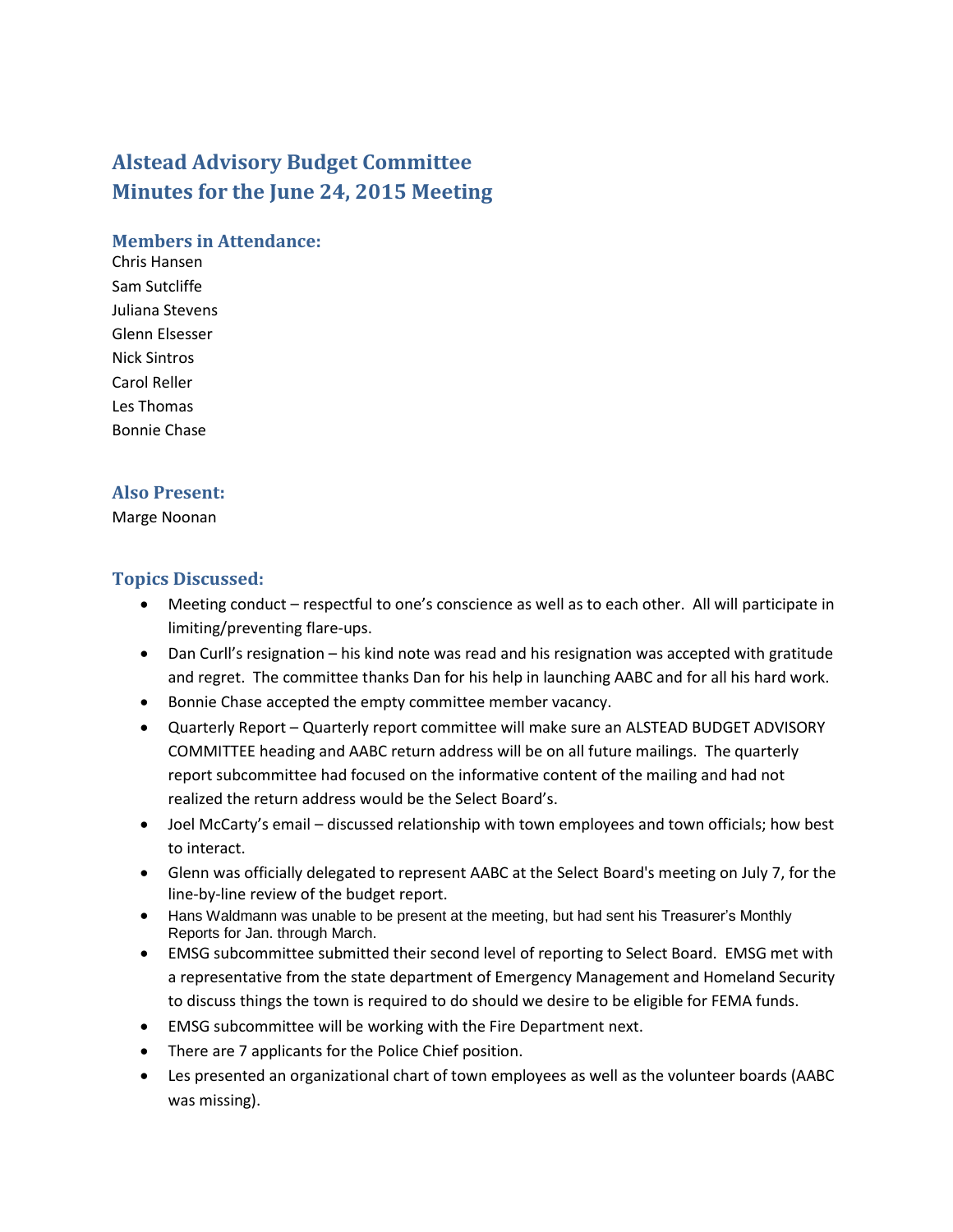# Alstead Advisory Budget Committee
# Minutes for the June 24, 2015 Meeting

### Members in Attendance:

Chris Hansen
Sam Sutcliffe
Juliana Stevens
Glenn Elsesser
Nick Sintros
Carol Reller
Les Thomas
Bonnie Chase

### Also Present:

Marge Noonan

### Topics Discussed:

- Meeting conduct – respectful to one's conscience as well as to each other. All will participate in limiting/preventing flare-ups.
- Dan Curll's resignation – his kind note was read and his resignation was accepted with gratitude and regret. The committee thanks Dan for his help in launching AABC and for all his hard work.
- Bonnie Chase accepted the empty committee member vacancy.
- Quarterly Report – Quarterly report committee will make sure an ALSTEAD BUDGET ADVISORY COMMITTEE heading and AABC return address will be on all future mailings. The quarterly report subcommittee had focused on the informative content of the mailing and had not realized the return address would be the Select Board's.
- Joel McCarty's email – discussed relationship with town employees and town officials; how best to interact.
- Glenn was officially delegated to represent AABC at the Select Board's meeting on July 7, for the line-by-line review of the budget report.
- Hans Waldmann was unable to be present at the meeting, but had sent his Treasurer's Monthly Reports for Jan. through March.
- EMSG subcommittee submitted their second level of reporting to Select Board. EMSG met with a representative from the state department of Emergency Management and Homeland Security to discuss things the town is required to do should we desire to be eligible for FEMA funds.
- EMSG subcommittee will be working with the Fire Department next.
- There are 7 applicants for the Police Chief position.
- Les presented an organizational chart of town employees as well as the volunteer boards (AABC was missing).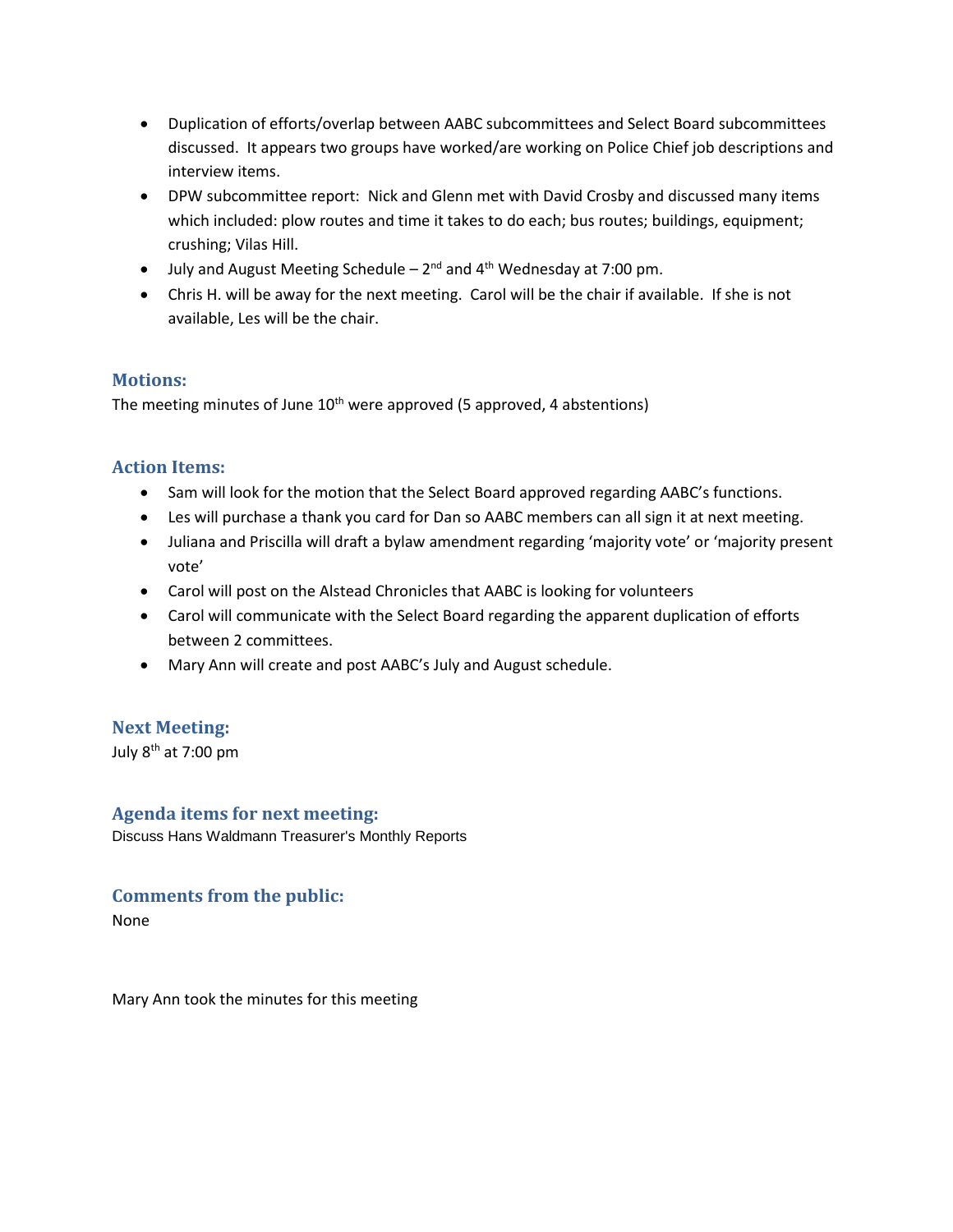- Duplication of efforts/overlap between AABC subcommittees and Select Board subcommittees discussed. It appears two groups have worked/are working on Police Chief job descriptions and interview items.
- DPW subcommittee report: Nick and Glenn met with David Crosby and discussed many items which included: plow routes and time it takes to do each; bus routes; buildings, equipment; crushing; Vilas Hill.
- July and August Meeting Schedule – 2nd and 4th Wednesday at 7:00 pm.
- Chris H. will be away for the next meeting. Carol will be the chair if available. If she is not available, Les will be the chair.

## Motions:

The meeting minutes of June 10th were approved (5 approved, 4 abstentions)

## Action Items:

- Sam will look for the motion that the Select Board approved regarding AABC's functions.
- Les will purchase a thank you card for Dan so AABC members can all sign it at next meeting.
- Juliana and Priscilla will draft a bylaw amendment regarding 'majority vote' or 'majority present vote'
- Carol will post on the Alstead Chronicles that AABC is looking for volunteers
- Carol will communicate with the Select Board regarding the apparent duplication of efforts between 2 committees.
- Mary Ann will create and post AABC's July and August schedule.

## Next Meeting:

July 8th at 7:00 pm

## Agenda items for next meeting:

Discuss Hans Waldmann Treasurer's Monthly Reports

## Comments from the public:

None

Mary Ann took the minutes for this meeting